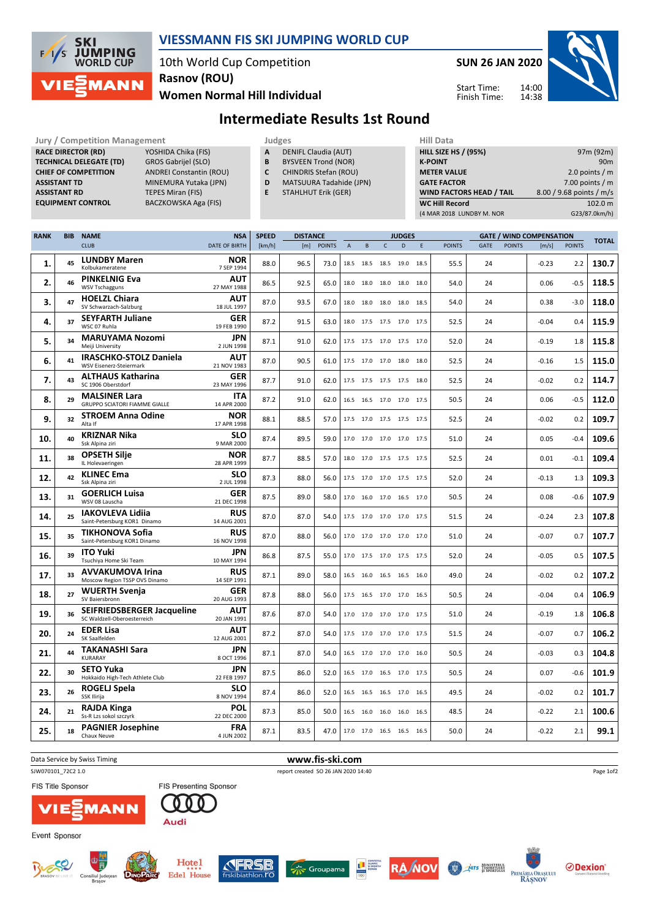# VIESSMANN FIS SKI JUMPING WORLD CUP

10th World Cup Competition
Rasnov (ROU)
Women Normal Hill Individual

**SUN 26 JAN 2020**

Start Time: 14:00
Finish Time: 14:38

## Intermediate Results 1st Round

| Jury / Competition Management | |
|---|---|
| RACE DIRECTOR (RD) | YOSHIDA Chika (FIS) |
| TECHNICAL DELEGATE (TD) | GROS Gabrijel (SLO) |
| CHIEF OF COMPETITION | ANDREI Constantin (ROU) |
| ASSISTANT TD | MINEMURA Yutaka (JPN) |
| ASSISTANT RD | TEPES Miran (FIS) |
| EQUIPMENT CONTROL | BACZKOWSKA Aga (FIS) |

| Judges | |
|---|---|
| A | DENIFL Claudia (AUT) |
| B | BYSVEEN Trond (NOR) |
| C | CHINDRIS Stefan (ROU) |
| D | MATSUURA Tadahide (JPN) |
| E | STAHLHUT Erik (GER) |

| Hill Data | |
|---|---|
| HILL SIZE HS / (95%) | 97m (92m) |
| K-POINT | 90m |
| METER VALUE | 2.0 points / m |
| GATE FACTOR | 7.00 points / m |
| WIND FACTORS HEAD / TAIL | 8.00 / 9.68 points / m/s |
| WC Hill Record | 102.0 m |
| (4 MAR 2018 LUNDBY M. NOR | G23/87.0km/h) |

| RANK | BIB | NAME / CLUB | NSA / DATE OF BIRTH | SPEED [km/h] | DISTANCE [m] | DISTANCE POINTS | A | B | C | D | E | JUDGES POINTS | GATE | GATE POINTS | WIND [m/s] | WIND POINTS | TOTAL |
|---|---|---|---|---|---|---|---|---|---|---|---|---|---|---|---|---|---|
| 1. | 45 | LUNDBY Maren / Kolbukameratene | NOR / 7 SEP 1994 | 88.0 | 96.5 | 73.0 | 18.5 | 18.5 | 18.5 | 19.0 | 18.5 | 55.5 | 24 | | -0.23 | 2.2 | 130.7 |
| 2. | 46 | PINKELNIG Eva / WSV Tschagguns | AUT / 27 MAY 1988 | 86.5 | 92.5 | 65.0 | 18.0 | 18.0 | 18.0 | 18.0 | 18.0 | 54.0 | 24 | | 0.06 | -0.5 | 118.5 |
| 3. | 47 | HOELZL Chiara / SV Schwarzach-Salzburg | AUT / 18 JUL 1997 | 87.0 | 93.5 | 67.0 | 18.0 | 18.0 | 18.0 | 18.0 | 18.5 | 54.0 | 24 | | 0.38 | -3.0 | 118.0 |
| 4. | 37 | SEYFARTH Juliane / WSC 07 Ruhla | GER / 19 FEB 1990 | 87.2 | 91.5 | 63.0 | 18.0 | 17.5 | 17.5 | 17.0 | 17.5 | 52.5 | 24 | | -0.04 | 0.4 | 115.9 |
| 5. | 34 | MARUYAMA Nozomi / Meiji University | JPN / 2 JUN 1998 | 87.1 | 91.0 | 62.0 | 17.5 | 17.5 | 17.0 | 17.5 | 17.0 | 52.0 | 24 | | -0.19 | 1.8 | 115.8 |
| 6. | 41 | IRASCHKO-STOLZ Daniela / WSV Eisenerz-Steiermark | AUT / 21 NOV 1983 | 87.0 | 90.5 | 61.0 | 17.5 | 17.0 | 17.0 | 18.0 | 18.0 | 52.5 | 24 | | -0.16 | 1.5 | 115.0 |
| 7. | 43 | ALTHAUS Katharina / SC 1906 Oberstdorf | GER / 23 MAY 1996 | 87.7 | 91.0 | 62.0 | 17.5 | 17.5 | 17.5 | 17.5 | 18.0 | 52.5 | 24 | | -0.02 | 0.2 | 114.7 |
| 8. | 29 | MALSINER Lara / GRUPPO SCIATORI FIAMME GIALLE | ITA / 14 APR 2000 | 87.2 | 91.0 | 62.0 | 16.5 | 16.5 | 17.0 | 17.0 | 17.5 | 50.5 | 24 | | 0.06 | -0.5 | 112.0 |
| 9. | 32 | STROEM Anna Odine / Alta If | NOR / 17 APR 1998 | 88.1 | 88.5 | 57.0 | 17.5 | 17.0 | 17.5 | 17.5 | 17.5 | 52.5 | 24 | | -0.02 | 0.2 | 109.7 |
| 10. | 40 | KRIZNAR Nika / Ssk Alpina ziri | SLO / 9 MAR 2000 | 87.4 | 89.5 | 59.0 | 17.0 | 17.0 | 17.0 | 17.0 | 17.5 | 51.0 | 24 | | 0.05 | -0.4 | 109.6 |
| 11. | 38 | OPSETH Silje / IL Holevaeringen | NOR / 28 APR 1999 | 87.7 | 88.5 | 57.0 | 18.0 | 17.0 | 17.5 | 17.5 | 17.5 | 52.5 | 24 | | 0.01 | -0.1 | 109.4 |
| 12. | 42 | KLINEC Ema / Ssk Alpina ziri | SLO / 2 JUL 1998 | 87.3 | 88.0 | 56.0 | 17.5 | 17.0 | 17.0 | 17.5 | 17.5 | 52.0 | 24 | | -0.13 | 1.3 | 109.3 |
| 13. | 31 | GOERLICH Luisa / WSV 08 Lauscha | GER / 21 DEC 1998 | 87.5 | 89.0 | 58.0 | 17.0 | 16.0 | 17.0 | 16.5 | 17.0 | 50.5 | 24 | | 0.08 | -0.6 | 107.9 |
| 14. | 25 | IAKOVLEVA Lidiia / Saint-Petersburg KOR1 Dinamo | RUS / 14 AUG 2001 | 87.0 | 87.0 | 54.0 | 17.5 | 17.0 | 17.0 | 17.0 | 17.5 | 51.5 | 24 | | -0.24 | 2.3 | 107.8 |
| 15. | 35 | TIKHONOVA Sofia / Saint-Petersburg KOR1 Dinamo | RUS / 16 NOV 1998 | 87.0 | 88.0 | 56.0 | 17.0 | 17.0 | 17.0 | 17.0 | 17.0 | 51.0 | 24 | | -0.07 | 0.7 | 107.7 |
| 16. | 39 | ITO Yuki / Tsuchiya Home Ski Team | JPN / 10 MAY 1994 | 86.8 | 87.5 | 55.0 | 17.0 | 17.5 | 17.0 | 17.5 | 17.5 | 52.0 | 24 | | -0.05 | 0.5 | 107.5 |
| 17. | 33 | AVVAKUMOVA Irina / Moscow Region TSSP OVS Dinamo | RUS / 14 SEP 1991 | 87.1 | 89.0 | 58.0 | 16.5 | 16.0 | 16.5 | 16.5 | 16.0 | 49.0 | 24 | | -0.02 | 0.2 | 107.2 |
| 18. | 27 | WUERTH Svenja / SV Baiersbronn | GER / 20 AUG 1993 | 87.8 | 88.0 | 56.0 | 17.5 | 16.5 | 17.0 | 17.0 | 16.5 | 50.5 | 24 | | -0.04 | 0.4 | 106.9 |
| 19. | 36 | SEIFRIEDSBERGER Jacqueline / SC Waldzell-Oberoesterreich | AUT / 20 JAN 1991 | 87.6 | 87.0 | 54.0 | 17.0 | 17.0 | 17.0 | 17.0 | 17.5 | 51.0 | 24 | | -0.19 | 1.8 | 106.8 |
| 20. | 24 | EDER Lisa / SK Saalfelden | AUT / 12 AUG 2001 | 87.2 | 87.0 | 54.0 | 17.5 | 17.0 | 17.0 | 17.0 | 17.5 | 51.5 | 24 | | -0.07 | 0.7 | 106.2 |
| 21. | 44 | TAKANASHI Sara / KURARAY | JPN / 8 OCT 1996 | 87.1 | 87.0 | 54.0 | 16.5 | 17.0 | 17.0 | 17.0 | 16.0 | 50.5 | 24 | | -0.03 | 0.3 | 104.8 |
| 22. | 30 | SETO Yuka / Hokkaido High-Tech Athlete Club | JPN / 22 FEB 1997 | 87.5 | 86.0 | 52.0 | 16.5 | 17.0 | 16.5 | 17.0 | 17.5 | 50.5 | 24 | | 0.07 | -0.6 | 101.9 |
| 23. | 26 | ROGELJ Spela / SSK Ilirija | SLO / 8 NOV 1994 | 87.4 | 86.0 | 52.0 | 16.5 | 16.5 | 16.5 | 17.0 | 16.5 | 49.5 | 24 | | -0.02 | 0.2 | 101.7 |
| 24. | 21 | RAJDA Kinga / Ss-R Lzs sokol szczyrk | POL / 22 DEC 2000 | 87.3 | 85.0 | 50.0 | 16.5 | 16.0 | 16.0 | 16.0 | 16.5 | 48.5 | 24 | | -0.22 | 2.1 | 100.6 |
| 25. | 18 | PAGNIER Josephine / Chaux Neuve | FRA / 4 JUN 2002 | 87.1 | 83.5 | 47.0 | 17.0 | 17.0 | 16.5 | 16.5 | 16.5 | 50.0 | 24 | | -0.22 | 2.1 | 99.1 |

Data Service by Swiss Timing
www.fis-ski.com
SJW070101_72C2 1.0
report created SO 26 JAN 2020 14:40

FIS Title Sponsor
FIS Presenting Sponsor
Event Sponsor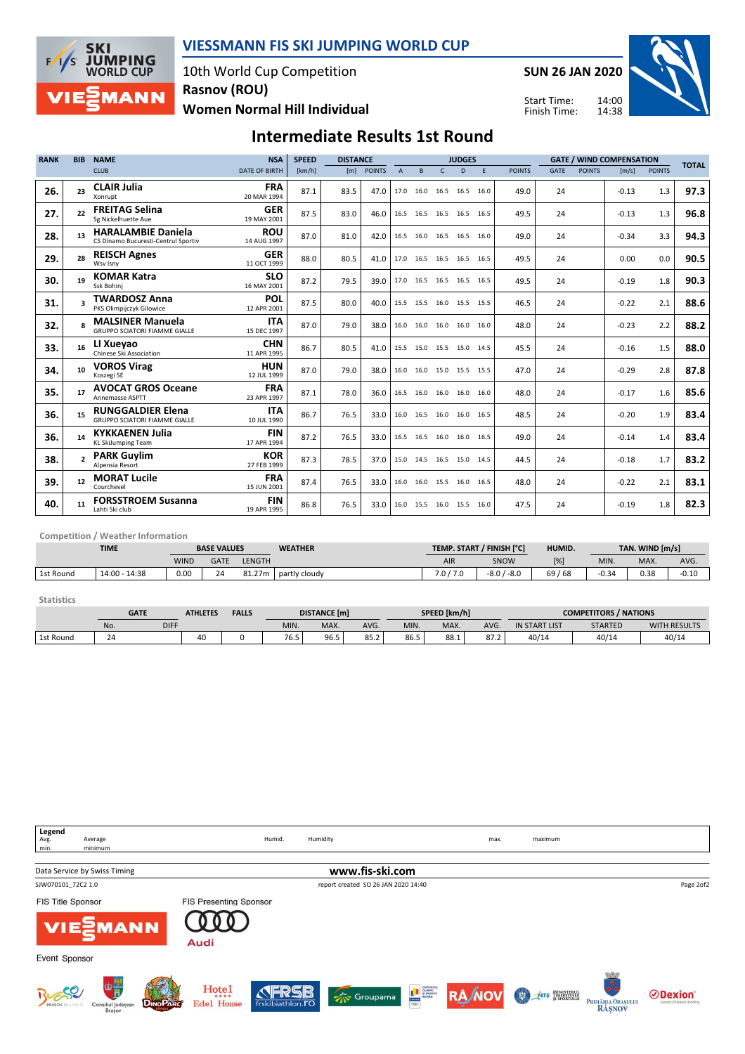# VIESSMANN FIS SKI JUMPING WORLD CUP

10th World Cup Competition
Rasnov (ROU)
Women Normal Hill Individual

**SUN 26 JAN 2020**

Start Time: 14:00
Finish Time: 14:38

## Intermediate Results 1st Round

| RANK | BIB | NAME / CLUB | NSA / DATE OF BIRTH | SPEED [km/h] | DISTANCE [m] | DISTANCE POINTS | A | B | C | D | E | JUDGES POINTS | GATE | GATE POINTS | WIND [m/s] | WIND POINTS | TOTAL |
|---|---|---|---|---|---|---|---|---|---|---|---|---|---|---|---|---|---|
| 26. | 23 | CLAIR Julia / Xonrupt | FRA / 20 MAR 1994 | 87.1 | 83.5 | 47.0 | 17.0 | 16.0 | 16.5 | 16.5 | 16.0 | 49.0 | 24 | | -0.13 | 1.3 | 97.3 |
| 27. | 22 | FREITAG Selina / Sg Nickelhuette Aue | GER / 19 MAY 2001 | 87.5 | 83.0 | 46.0 | 16.5 | 16.5 | 16.5 | 16.5 | 16.5 | 49.5 | 24 | | -0.13 | 1.3 | 96.8 |
| 28. | 13 | HARALAMBIE Daniela / CS Dinamo Bucuresti-Centrul Sportiv | ROU / 14 AUG 1997 | 87.0 | 81.0 | 42.0 | 16.5 | 16.0 | 16.5 | 16.5 | 16.0 | 49.0 | 24 | | -0.34 | 3.3 | 94.3 |
| 29. | 28 | REISCH Agnes / Wsv Isny | GER / 11 OCT 1999 | 88.0 | 80.5 | 41.0 | 17.0 | 16.5 | 16.5 | 16.5 | 16.5 | 49.5 | 24 | | 0.00 | 0.0 | 90.5 |
| 30. | 19 | KOMAR Katra / Ssk Bohinj | SLO / 16 MAY 2001 | 87.2 | 79.5 | 39.0 | 17.0 | 16.5 | 16.5 | 16.5 | 16.5 | 49.5 | 24 | | -0.19 | 1.8 | 90.3 |
| 31. | 3 | TWARDOSZ Anna / PKS Olimpijczyk Gilowice | POL / 12 APR 2001 | 87.5 | 80.0 | 40.0 | 15.5 | 15.5 | 16.0 | 15.5 | 15.5 | 46.5 | 24 | | -0.22 | 2.1 | 88.6 |
| 32. | 8 | MALSINER Manuela / GRUPPO SCIATORI FIAMME GIALLE | ITA / 15 DEC 1997 | 87.0 | 79.0 | 38.0 | 16.0 | 16.0 | 16.0 | 16.0 | 16.0 | 48.0 | 24 | | -0.23 | 2.2 | 88.2 |
| 33. | 16 | LI Xueyao / Chinese Ski Association | CHN / 11 APR 1995 | 86.7 | 80.5 | 41.0 | 15.5 | 15.0 | 15.5 | 15.0 | 14.5 | 45.5 | 24 | | -0.16 | 1.5 | 88.0 |
| 34. | 10 | VOROS Virag / Koszegi SE | HUN / 12 JUL 1999 | 87.0 | 79.0 | 38.0 | 16.0 | 16.0 | 15.0 | 15.5 | 15.5 | 47.0 | 24 | | -0.29 | 2.8 | 87.8 |
| 35. | 17 | AVOCAT GROS Oceane / Annemasse ASPTT | FRA / 23 APR 1997 | 87.1 | 78.0 | 36.0 | 16.5 | 16.0 | 16.0 | 16.0 | 16.0 | 48.0 | 24 | | -0.17 | 1.6 | 85.6 |
| 36. | 15 | RUNGGALDIER Elena / GRUPPO SCIATORI FIAMME GIALLE | ITA / 10 JUL 1990 | 86.7 | 76.5 | 33.0 | 16.0 | 16.5 | 16.0 | 16.0 | 16.5 | 48.5 | 24 | | -0.20 | 1.9 | 83.4 |
| 36. | 14 | KYKKAENEN Julia / KL SkiJumping Team | FIN / 17 APR 1994 | 87.2 | 76.5 | 33.0 | 16.5 | 16.5 | 16.0 | 16.0 | 16.5 | 49.0 | 24 | | -0.14 | 1.4 | 83.4 |
| 38. | 2 | PARK Guylim / Alpensia Resort | KOR / 27 FEB 1999 | 87.3 | 78.5 | 37.0 | 15.0 | 14.5 | 16.5 | 15.0 | 14.5 | 44.5 | 24 | | -0.18 | 1.7 | 83.2 |
| 39. | 12 | MORAT Lucile / Courchevel | FRA / 15 JUN 2001 | 87.4 | 76.5 | 33.0 | 16.0 | 16.0 | 15.5 | 16.0 | 16.5 | 48.0 | 24 | | -0.22 | 2.1 | 83.1 |
| 40. | 11 | FORSSTROEM Susanna / Lahti Ski club | FIN / 19 APR 1995 | 86.8 | 76.5 | 33.0 | 16.0 | 15.5 | 16.0 | 15.5 | 16.0 | 47.5 | 24 | | -0.19 | 1.8 | 82.3 |

### Competition / Weather Information

| | TIME | BASE VALUES | | | WEATHER | TEMP. START / FINISH [°C] | | HUMID. | TAN. WIND [m/s] | | |
|---|---|---|---|---|---|---|---|---|---|---|---|
| | | WIND | GATE | LENGTH | | AIR | SNOW | [%] | MIN. | MAX. | AVG. |
| 1st Round | 14:00 - 14:38 | 0.00 | 24 | 81.27m | partly cloudy | 7.0 / 7.0 | -8.0 / -8.0 | 69 / 68 | -0.34 | 0.38 | -0.10 |

### Statistics

| | GATE | | ATHLETES | FALLS | DISTANCE [m] | | | SPEED [km/h] | | | COMPETITORS / NATIONS | | |
|---|---|---|---|---|---|---|---|---|---|---|---|---|---|
| | No. | DIFF | | | MIN. | MAX. | AVG. | MIN. | MAX. | AVG. | IN START LIST | STARTED | WITH RESULTS |
| 1st Round | 24 | | 40 | 0 | 76.5 | 96.5 | 85.2 | 86.5 | 88.1 | 87.2 | 40/14 | 40/14 | 40/14 |

**Legend**
Avg. Average
min. minimum
Humid. Humidity
max. maximum

Data Service by Swiss Timing
www.fis-ski.com
SJW070101_72C2 1.0
report created SO 26 JAN 2020 14:40

FIS Title Sponsor
FIS Presenting Sponsor
Event Sponsor